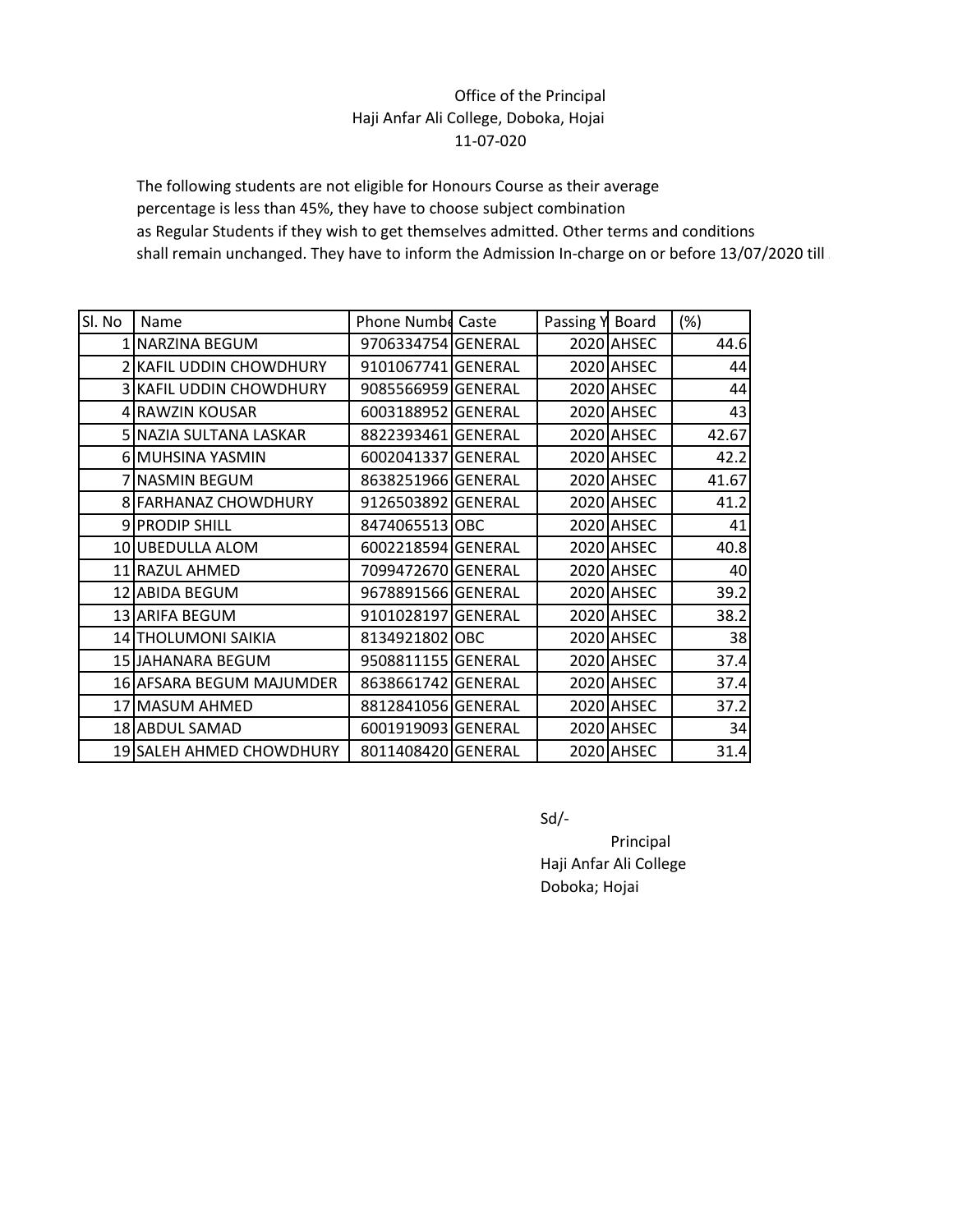Office of the Principal
Haji Anfar Ali College, Doboka, Hojai
11-07-020

The following students are not eligible for Honours Course as their average percentage is less than 45%, they have to choose subject combination as Regular Students if they wish to get themselves admitted. Other terms and conditions shall remain unchanged. They have to inform the Admission In-charge on or before 13/07/2020 till

| Sl. No | Name | Phone Numbe | Caste | Passing Y | Board | (%) |
|---|---|---|---|---|---|---|
| 1 | NARZINA BEGUM | 9706334754 | GENERAL | 2020 | AHSEC | 44.6 |
| 2 | KAFIL UDDIN CHOWDHURY | 9101067741 | GENERAL | 2020 | AHSEC | 44 |
| 3 | KAFIL UDDIN CHOWDHURY | 9085566959 | GENERAL | 2020 | AHSEC | 44 |
| 4 | RAWZIN KOUSAR | 6003188952 | GENERAL | 2020 | AHSEC | 43 |
| 5 | NAZIA SULTANA LASKAR | 8822393461 | GENERAL | 2020 | AHSEC | 42.67 |
| 6 | MUHSINA YASMIN | 6002041337 | GENERAL | 2020 | AHSEC | 42.2 |
| 7 | NASMIN BEGUM | 8638251966 | GENERAL | 2020 | AHSEC | 41.67 |
| 8 | FARHANAZ CHOWDHURY | 9126503892 | GENERAL | 2020 | AHSEC | 41.2 |
| 9 | PRODIP SHILL | 8474065513 | OBC | 2020 | AHSEC | 41 |
| 10 | UBEDULLA ALOM | 6002218594 | GENERAL | 2020 | AHSEC | 40.8 |
| 11 | RAZUL AHMED | 7099472670 | GENERAL | 2020 | AHSEC | 40 |
| 12 | ABIDA BEGUM | 9678891566 | GENERAL | 2020 | AHSEC | 39.2 |
| 13 | ARIFA BEGUM | 9101028197 | GENERAL | 2020 | AHSEC | 38.2 |
| 14 | THOLUMONI SAIKIA | 8134921802 | OBC | 2020 | AHSEC | 38 |
| 15 | JAHANARA BEGUM | 9508811155 | GENERAL | 2020 | AHSEC | 37.4 |
| 16 | AFSARA BEGUM MAJUMDER | 8638661742 | GENERAL | 2020 | AHSEC | 37.4 |
| 17 | MASUM AHMED | 8812841056 | GENERAL | 2020 | AHSEC | 37.2 |
| 18 | ABDUL SAMAD | 6001919093 | GENERAL | 2020 | AHSEC | 34 |
| 19 | SALEH AHMED CHOWDHURY | 8011408420 | GENERAL | 2020 | AHSEC | 31.4 |

Sd/-

Principal
Haji Anfar Ali College
Doboka; Hojai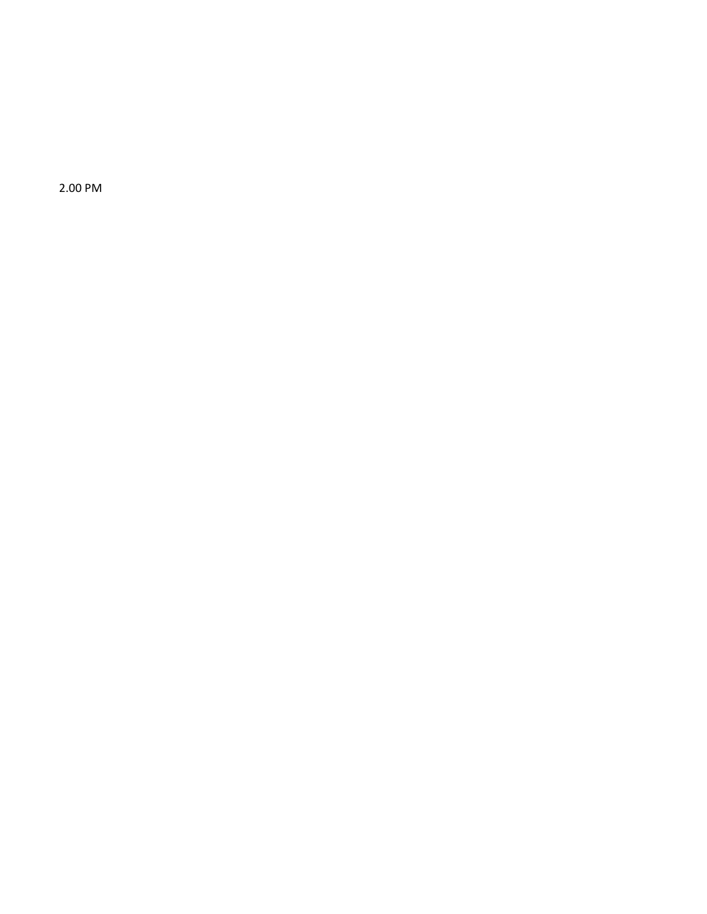2.00 PM